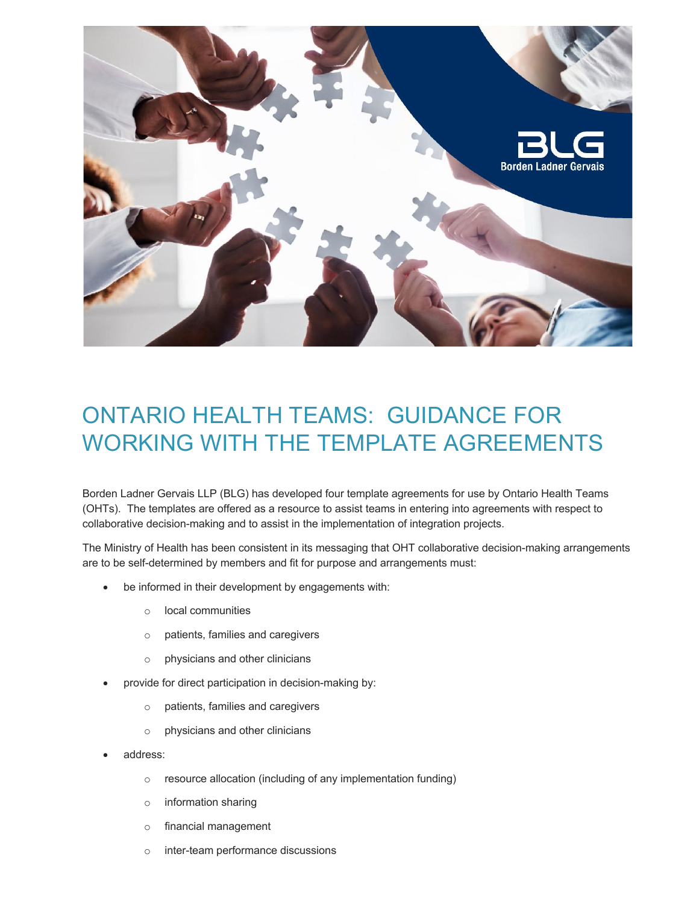# ONTARIO HEALTH TEAMS: GUIDANCE FOR WORKING WITH THE TEMPLATE AGREEMENTS

Borden Ladner Gervais LLP (BLG) has developed four template agreements for use by Ontario Health Teams (OHTs). The templates are offered as a resource to assist teams in entering into agreements with respect to collaborative decision-making and to assist in the implementation of integration projects.

The Ministry of Health has been consistent in its messaging that OHT collaborative decision-making arrangements are to be self-determined by members and fit for purpose and arrangements must:

- be informed in their development by engagements with:
  - local communities
  - patients, families and caregivers
  - physicians and other clinicians
- provide for direct participation in decision-making by:
  - patients, families and caregivers
  - physicians and other clinicians
- address:
  - resource allocation (including of any implementation funding)
  - information sharing
  - financial management
  - inter-team performance discussions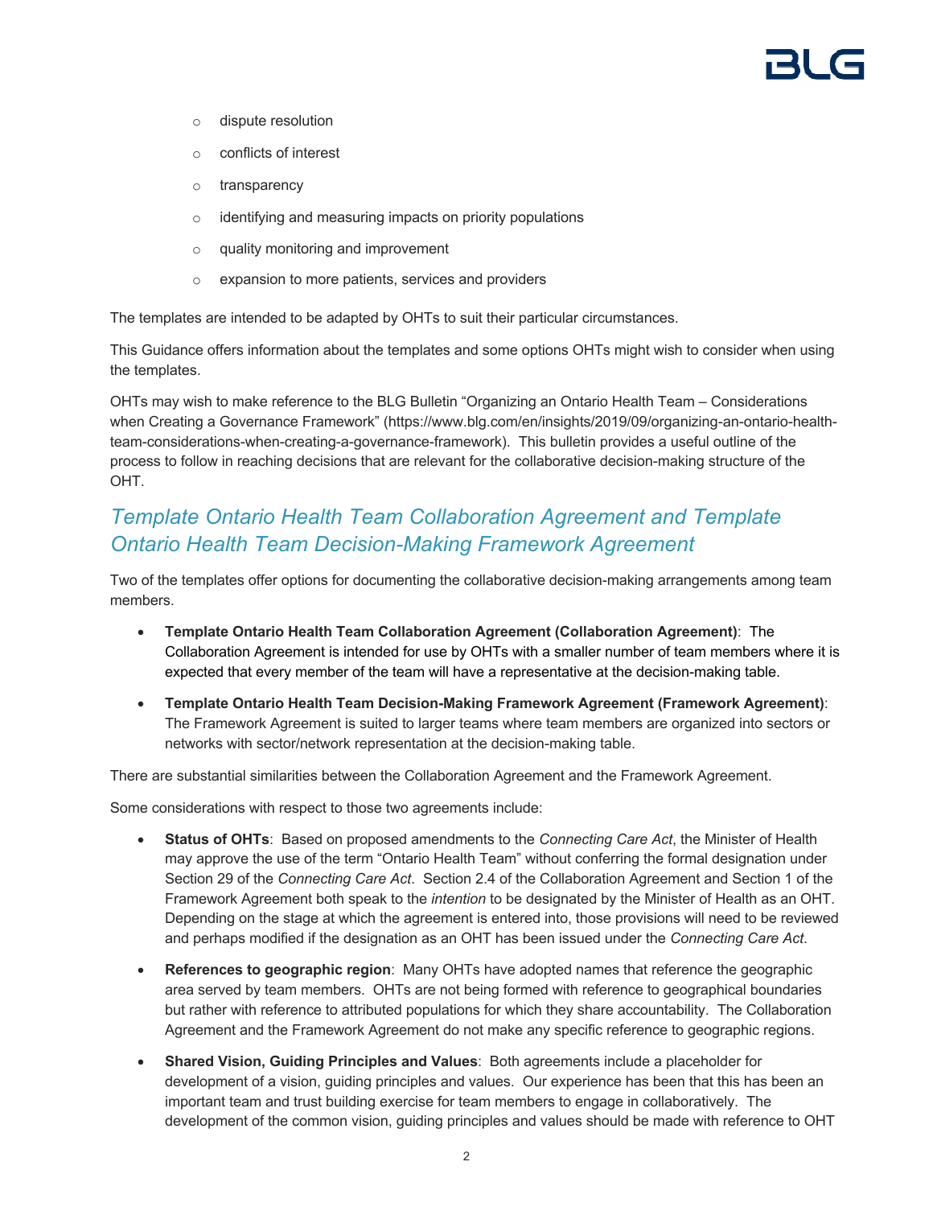- dispute resolution
- conflicts of interest
- transparency
- identifying and measuring impacts on priority populations
- quality monitoring and improvement
- expansion to more patients, services and providers

The templates are intended to be adapted by OHTs to suit their particular circumstances.

This Guidance offers information about the templates and some options OHTs might wish to consider when using the templates.

OHTs may wish to make reference to the BLG Bulletin "Organizing an Ontario Health Team – Considerations when Creating a Governance Framework" (https://www.blg.com/en/insights/2019/09/organizing-an-ontario-health-team-considerations-when-creating-a-governance-framework). This bulletin provides a useful outline of the process to follow in reaching decisions that are relevant for the collaborative decision-making structure of the OHT.

## *Template Ontario Health Team Collaboration Agreement and Template Ontario Health Team Decision-Making Framework Agreement*

Two of the templates offer options for documenting the collaborative decision-making arrangements among team members.

- **Template Ontario Health Team Collaboration Agreement (Collaboration Agreement)**: The Collaboration Agreement is intended for use by OHTs with a smaller number of team members where it is expected that every member of the team will have a representative at the decision-making table.
- **Template Ontario Health Team Decision-Making Framework Agreement (Framework Agreement)**: The Framework Agreement is suited to larger teams where team members are organized into sectors or networks with sector/network representation at the decision-making table.

There are substantial similarities between the Collaboration Agreement and the Framework Agreement.

Some considerations with respect to those two agreements include:

- **Status of OHTs**: Based on proposed amendments to the *Connecting Care Act*, the Minister of Health may approve the use of the term "Ontario Health Team" without conferring the formal designation under Section 29 of the *Connecting Care Act*. Section 2.4 of the Collaboration Agreement and Section 1 of the Framework Agreement both speak to the *intention* to be designated by the Minister of Health as an OHT. Depending on the stage at which the agreement is entered into, those provisions will need to be reviewed and perhaps modified if the designation as an OHT has been issued under the *Connecting Care Act*.
- **References to geographic region**: Many OHTs have adopted names that reference the geographic area served by team members. OHTs are not being formed with reference to geographical boundaries but rather with reference to attributed populations for which they share accountability. The Collaboration Agreement and the Framework Agreement do not make any specific reference to geographic regions.
- **Shared Vision, Guiding Principles and Values**: Both agreements include a placeholder for development of a vision, guiding principles and values. Our experience has been that this has been an important team and trust building exercise for team members to engage in collaboratively. The development of the common vision, guiding principles and values should be made with reference to OHT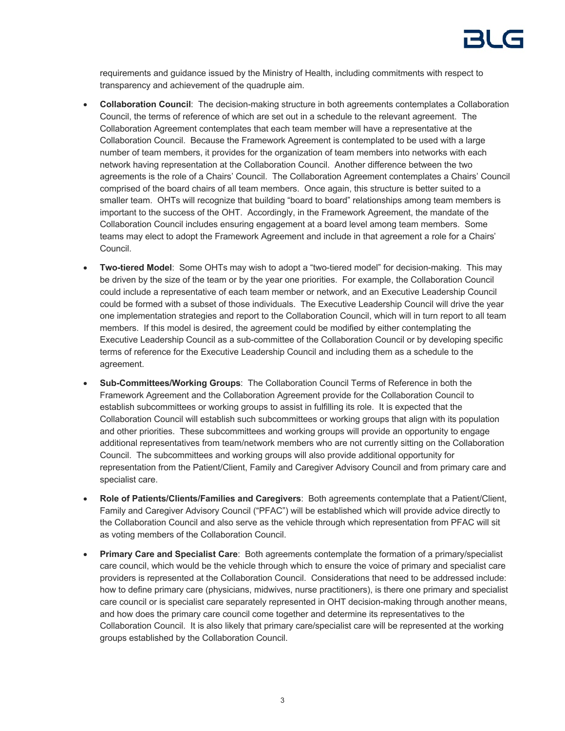requirements and guidance issued by the Ministry of Health, including commitments with respect to transparency and achievement of the quadruple aim.

- **Collaboration Council**: The decision-making structure in both agreements contemplates a Collaboration Council, the terms of reference of which are set out in a schedule to the relevant agreement. The Collaboration Agreement contemplates that each team member will have a representative at the Collaboration Council. Because the Framework Agreement is contemplated to be used with a large number of team members, it provides for the organization of team members into networks with each network having representation at the Collaboration Council. Another difference between the two agreements is the role of a Chairs' Council. The Collaboration Agreement contemplates a Chairs' Council comprised of the board chairs of all team members. Once again, this structure is better suited to a smaller team. OHTs will recognize that building "board to board" relationships among team members is important to the success of the OHT. Accordingly, in the Framework Agreement, the mandate of the Collaboration Council includes ensuring engagement at a board level among team members. Some teams may elect to adopt the Framework Agreement and include in that agreement a role for a Chairs' Council.

- **Two-tiered Model**: Some OHTs may wish to adopt a "two-tiered model" for decision-making. This may be driven by the size of the team or by the year one priorities. For example, the Collaboration Council could include a representative of each team member or network, and an Executive Leadership Council could be formed with a subset of those individuals. The Executive Leadership Council will drive the year one implementation strategies and report to the Collaboration Council, which will in turn report to all team members. If this model is desired, the agreement could be modified by either contemplating the Executive Leadership Council as a sub-committee of the Collaboration Council or by developing specific terms of reference for the Executive Leadership Council and including them as a schedule to the agreement.

- **Sub-Committees/Working Groups**: The Collaboration Council Terms of Reference in both the Framework Agreement and the Collaboration Agreement provide for the Collaboration Council to establish subcommittees or working groups to assist in fulfilling its role. It is expected that the Collaboration Council will establish such subcommittees or working groups that align with its population and other priorities. These subcommittees and working groups will provide an opportunity to engage additional representatives from team/network members who are not currently sitting on the Collaboration Council. The subcommittees and working groups will also provide additional opportunity for representation from the Patient/Client, Family and Caregiver Advisory Council and from primary care and specialist care.

- **Role of Patients/Clients/Families and Caregivers**: Both agreements contemplate that a Patient/Client, Family and Caregiver Advisory Council ("PFAC") will be established which will provide advice directly to the Collaboration Council and also serve as the vehicle through which representation from PFAC will sit as voting members of the Collaboration Council.

- **Primary Care and Specialist Care**: Both agreements contemplate the formation of a primary/specialist care council, which would be the vehicle through which to ensure the voice of primary and specialist care providers is represented at the Collaboration Council. Considerations that need to be addressed include: how to define primary care (physicians, midwives, nurse practitioners), is there one primary and specialist care council or is specialist care separately represented in OHT decision-making through another means, and how does the primary care council come together and determine its representatives to the Collaboration Council. It is also likely that primary care/specialist care will be represented at the working groups established by the Collaboration Council.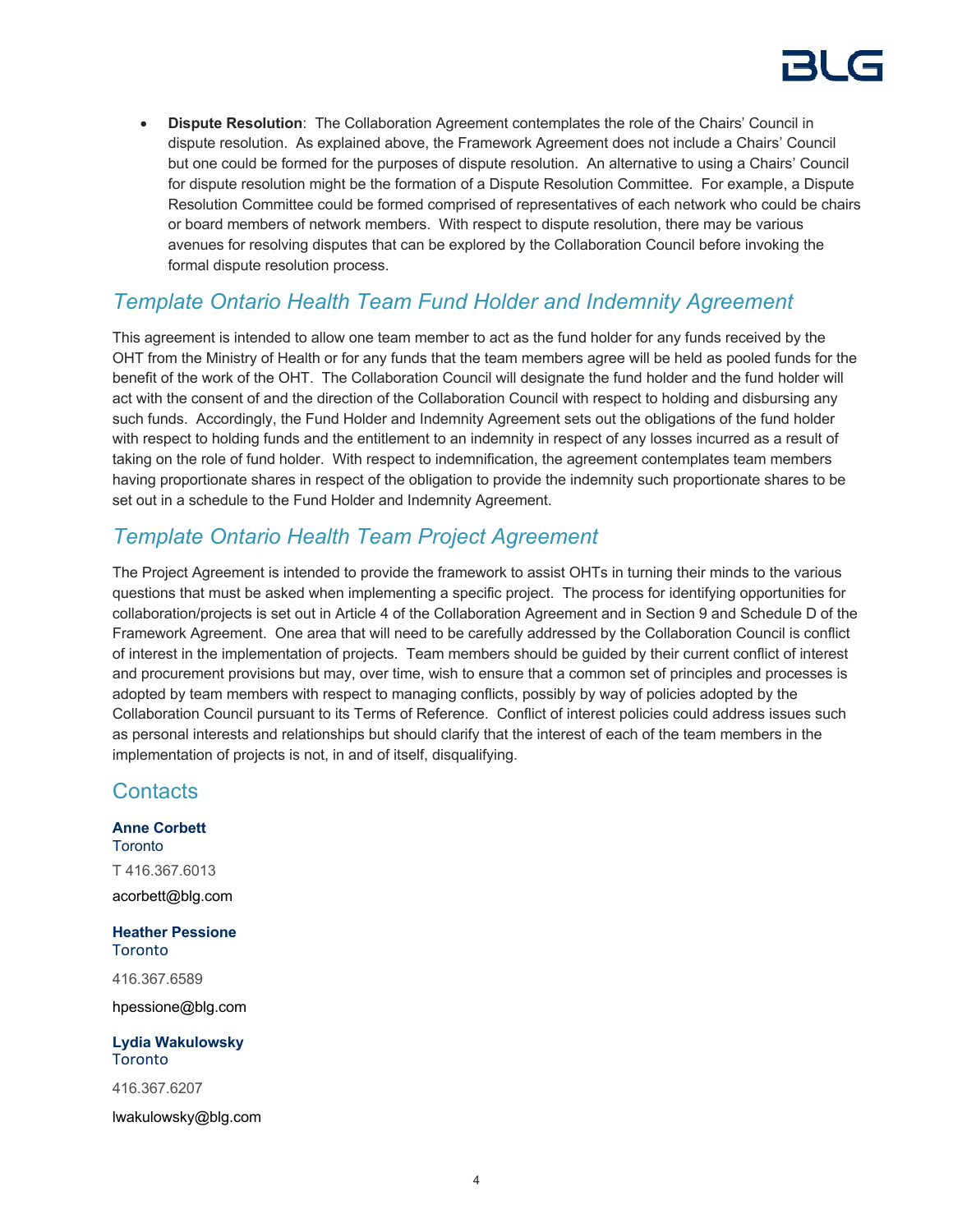- **Dispute Resolution**: The Collaboration Agreement contemplates the role of the Chairs' Council in dispute resolution. As explained above, the Framework Agreement does not include a Chairs' Council but one could be formed for the purposes of dispute resolution. An alternative to using a Chairs' Council for dispute resolution might be the formation of a Dispute Resolution Committee. For example, a Dispute Resolution Committee could be formed comprised of representatives of each network who could be chairs or board members of network members. With respect to dispute resolution, there may be various avenues for resolving disputes that can be explored by the Collaboration Council before invoking the formal dispute resolution process.

## *Template Ontario Health Team Fund Holder and Indemnity Agreement*

This agreement is intended to allow one team member to act as the fund holder for any funds received by the OHT from the Ministry of Health or for any funds that the team members agree will be held as pooled funds for the benefit of the work of the OHT. The Collaboration Council will designate the fund holder and the fund holder will act with the consent of and the direction of the Collaboration Council with respect to holding and disbursing any such funds. Accordingly, the Fund Holder and Indemnity Agreement sets out the obligations of the fund holder with respect to holding funds and the entitlement to an indemnity in respect of any losses incurred as a result of taking on the role of fund holder. With respect to indemnification, the agreement contemplates team members having proportionate shares in respect of the obligation to provide the indemnity such proportionate shares to be set out in a schedule to the Fund Holder and Indemnity Agreement.

## *Template Ontario Health Team Project Agreement*

The Project Agreement is intended to provide the framework to assist OHTs in turning their minds to the various questions that must be asked when implementing a specific project. The process for identifying opportunities for collaboration/projects is set out in Article 4 of the Collaboration Agreement and in Section 9 and Schedule D of the Framework Agreement. One area that will need to be carefully addressed by the Collaboration Council is conflict of interest in the implementation of projects. Team members should be guided by their current conflict of interest and procurement provisions but may, over time, wish to ensure that a common set of principles and processes is adopted by team members with respect to managing conflicts, possibly by way of policies adopted by the Collaboration Council pursuant to its Terms of Reference. Conflict of interest policies could address issues such as personal interests and relationships but should clarify that the interest of each of the team members in the implementation of projects is not, in and of itself, disqualifying.

## Contacts

**Anne Corbett**
Toronto

T 416.367.6013

acorbett@blg.com

**Heather Pessione**
Toronto

416.367.6589

hpessione@blg.com

**Lydia Wakulowsky**
Toronto

416.367.6207

lwakulowsky@blg.com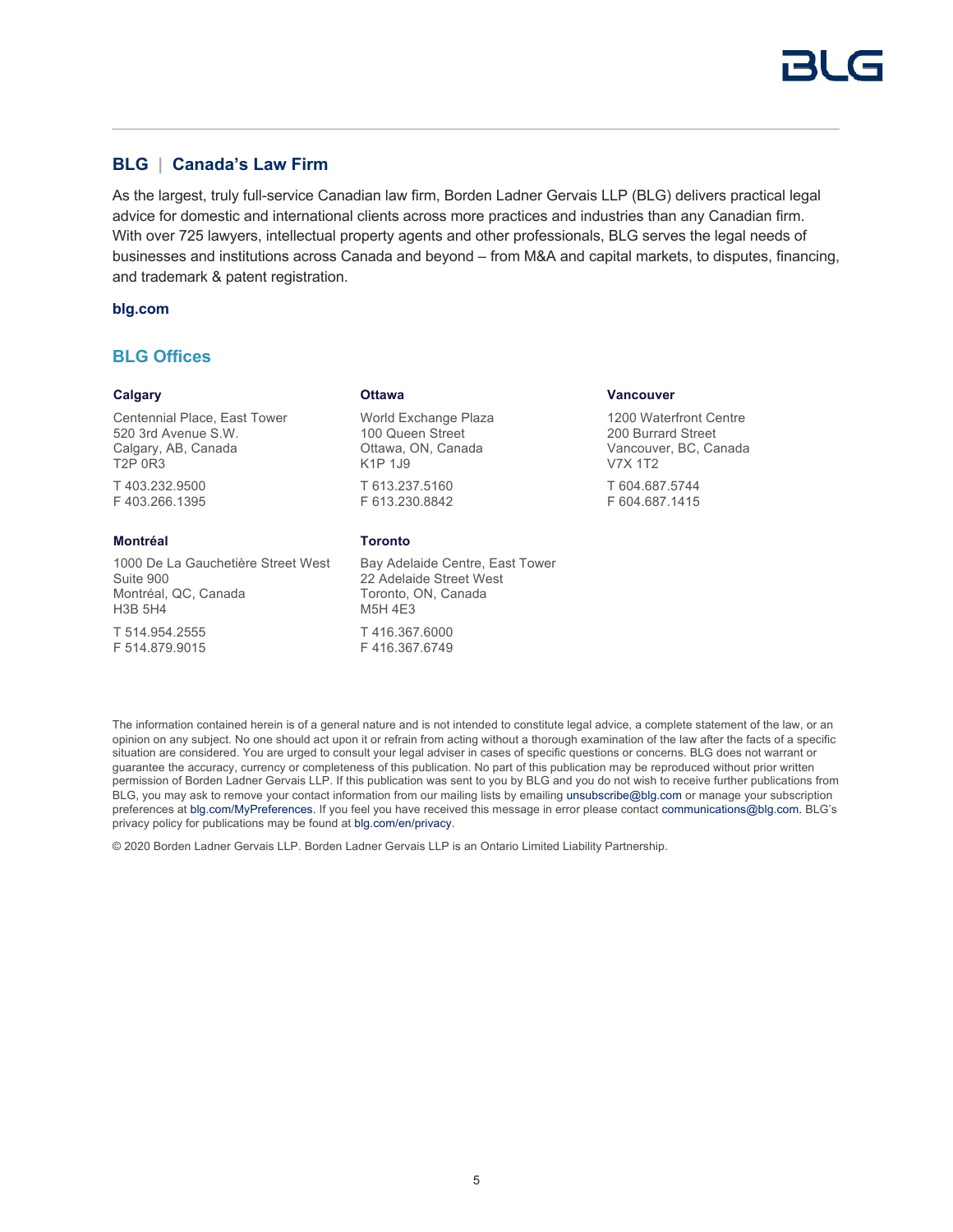## BLG | Canada's Law Firm

As the largest, truly full-service Canadian law firm, Borden Ladner Gervais LLP (BLG) delivers practical legal advice for domestic and international clients across more practices and industries than any Canadian firm. With over 725 lawyers, intellectual property agents and other professionals, BLG serves the legal needs of businesses and institutions across Canada and beyond – from M&A and capital markets, to disputes, financing, and trademark & patent registration.

**blg.com**

## BLG Offices

**Calgary**

Centennial Place, East Tower
520 3rd Avenue S.W.
Calgary, AB, Canada
T2P 0R3

T 403.232.9500
F 403.266.1395

**Ottawa**

World Exchange Plaza
100 Queen Street
Ottawa, ON, Canada
K1P 1J9

T 613.237.5160
F 613.230.8842

**Vancouver**

1200 Waterfront Centre
200 Burrard Street
Vancouver, BC, Canada
V7X 1T2

T 604.687.5744
F 604.687.1415

**Montréal**

1000 De La Gauchetière Street West
Suite 900
Montréal, QC, Canada
H3B 5H4

T 514.954.2555
F 514.879.9015

**Toronto**

Bay Adelaide Centre, East Tower
22 Adelaide Street West
Toronto, ON, Canada
M5H 4E3

T 416.367.6000
F 416.367.6749

The information contained herein is of a general nature and is not intended to constitute legal advice, a complete statement of the law, or an opinion on any subject. No one should act upon it or refrain from acting without a thorough examination of the law after the facts of a specific situation are considered. You are urged to consult your legal adviser in cases of specific questions or concerns. BLG does not warrant or guarantee the accuracy, currency or completeness of this publication. No part of this publication may be reproduced without prior written permission of Borden Ladner Gervais LLP. If this publication was sent to you by BLG and you do not wish to receive further publications from BLG, you may ask to remove your contact information from our mailing lists by emailing unsubscribe@blg.com or manage your subscription preferences at blg.com/MyPreferences. If you feel you have received this message in error please contact communications@blg.com. BLG's privacy policy for publications may be found at blg.com/en/privacy.

© 2020 Borden Ladner Gervais LLP. Borden Ladner Gervais LLP is an Ontario Limited Liability Partnership.